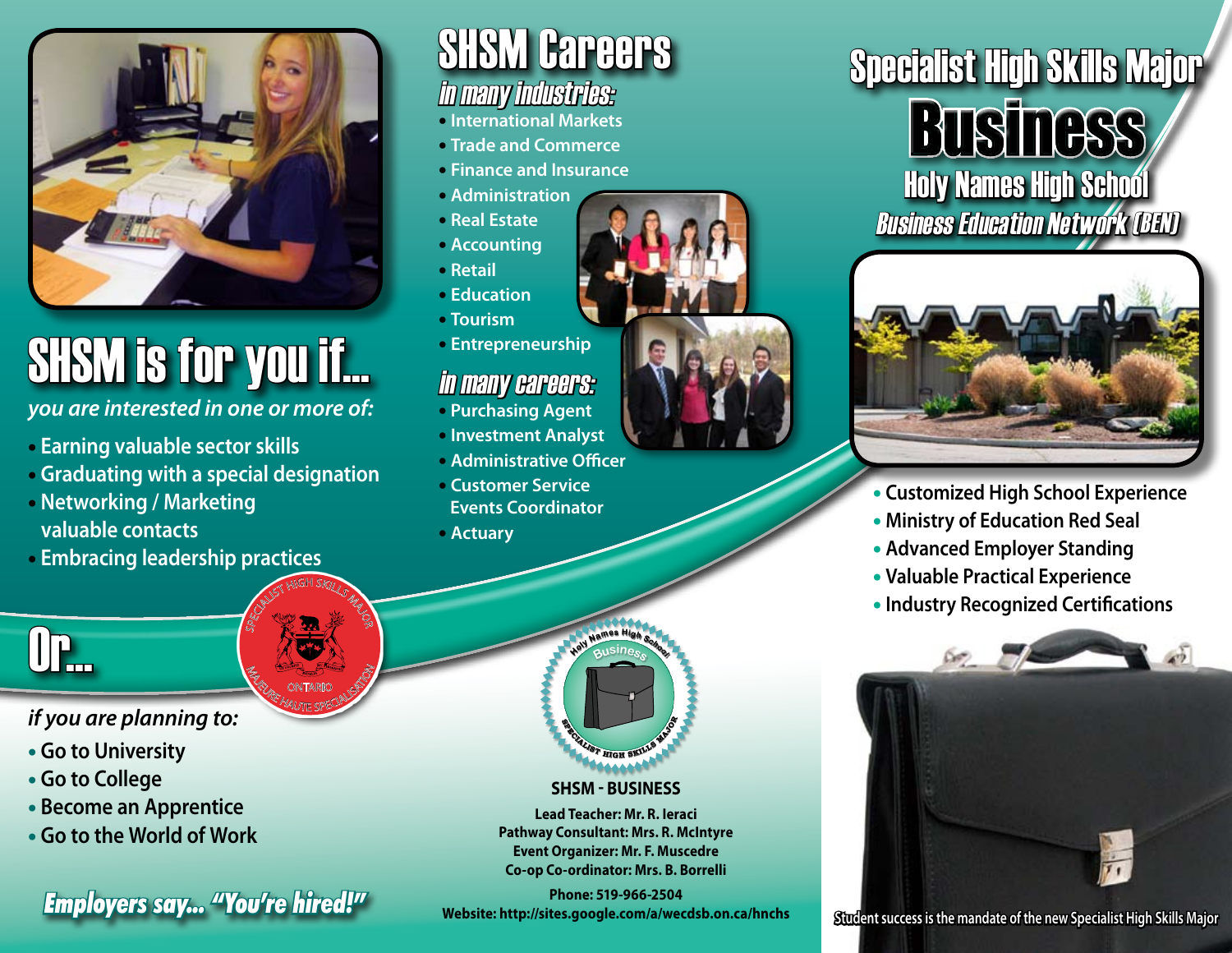# SHSM is for you if...

*you are interested in one or more of:*

- Earning valuable sector skills
- Graduating with a special designation
- Networking / Marketing valuable contacts
- Embracing leadership practices

# Or...

*if you are planning to:*

- Go to University
- Go to College
- Become an Apprentice
- Go to the World of Work

***Employers say... "You're hired!"***

# SHSM Careers

## *in many industries:*

- International Markets
- Trade and Commerce
- Finance and Insurance
- Administration
- Real Estate
- Accounting
- Retail
- Education
- Tourism
- Entrepreneurship

## *in many careers:*

- Purchasing Agent
- Investment Analyst
- Administrative Officer
- Customer Service Events Coordinator
- Actuary

**SHSM - BUSINESS**

**Lead Teacher: Mr. R. Ieraci**
**Pathway Consultant: Mrs. R. McIntyre**
**Event Organizer: Mr. F. Muscedre**
**Co-op Co-ordinator: Mrs. B. Borrelli**

**Phone: 519-966-2504**
**Website: http://sites.google.com/a/wecdsb.on.ca/hnchs**

# Specialist High Skills Major

# Business

## Holy Names High School

### *Business Education Network (BEN)*

- Customized High School Experience
- Ministry of Education Red Seal
- Advanced Employer Standing
- Valuable Practical Experience
- Industry Recognized Certifications

Student success is the mandate of the new Specialist High Skills Major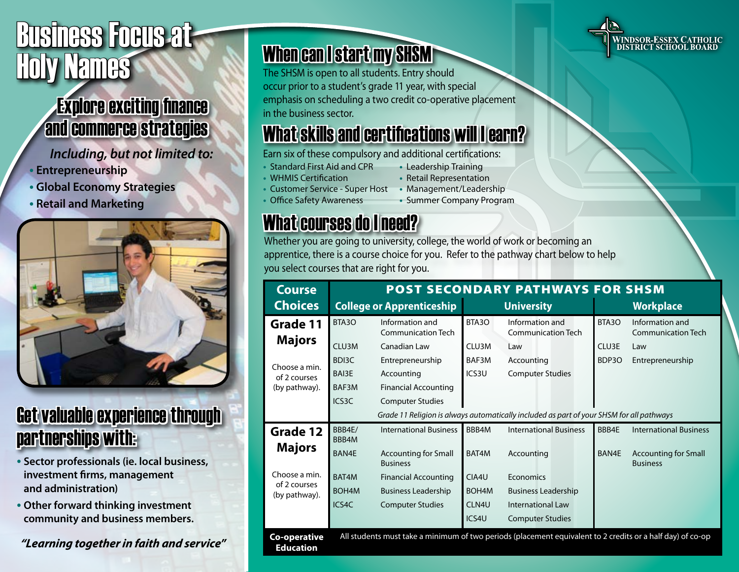# Business Focus at Holy Names

## Explore exciting finance and commerce strategies

***Including, but not limited to:***

- **Entrepreneurship**
- **Global Economy Strategies**
- **Retail and Marketing**

## Get valuable experience through partnerships with:

- **Sector professionals (ie. local business, investment firms, management and administration)**
- **Other forward thinking investment community and business members.**

***"Learning together in faith and service"***

WINDSOR-ESSEX CATHOLIC DISTRICT SCHOOL BOARD

## When can I start my SHSM

The SHSM is open to all students. Entry should occur prior to a student's grade 11 year, with special emphasis on scheduling a two credit co-operative placement in the business sector.

## What skills and certifications will I earn?

Earn six of these compulsory and additional certifications:

- Standard First Aid and CPR
- WHMIS Certification
- Customer Service - Super Host
- Office Safety Awareness
- Leadership Training
- Retail Representation
- Management/Leadership
- Summer Company Program

## What courses do I need?

Whether you are going to university, college, the world of work or becoming an apprentice, there is a course choice for you. Refer to the pathway chart below to help you select courses that are right for you.

| Course Choices | POST SECONDARY PATHWAYS FOR SHSM | | | | | |
|---|---|---|---|---|---|---|
| | College or Apprenticeship | | University | | Workplace | |
| **Grade 11 Majors** | BTA3O | Information and Communication Tech | BTA3O | Information and Communication Tech | BTA3O | Information and Communication Tech |
| | CLU3M | Canadian Law | CLU3M | Law | CLU3E | Law |
| Choose a min. of 2 courses (by pathway). | BDI3C | Entrepreneurship | BAF3M | Accounting | BDP3O | Entrepreneurship |
| | BAI3E | Accounting | ICS3U | Computer Studies | | |
| | BAF3M | Financial Accounting | | | | |
| | ICS3C | Computer Studies | | | | |
| | *Grade 11 Religion is always automatically included as part of your SHSM for all pathways* | | | | | |
| **Grade 12 Majors** | BBB4E/ BBB4M | International Business | BBB4M | International Business | BBB4E | International Business |
| | BAN4E | Accounting for Small Business | BAT4M | Accounting | BAN4E | Accounting for Small Business |
| Choose a min. of 2 courses (by pathway). | BAT4M | Financial Accounting | CIA4U | Economics | | |
| | BOH4M | Business Leadership | BOH4M | Business Leadership | | |
| | ICS4C | Computer Studies | CLN4U | International Law | | |
| | | | ICS4U | Computer Studies | | |
| **Co-operative Education** | All students must take a minimum of two periods (placement equivalent to 2 credits or a half day) of co-op | | | | | |